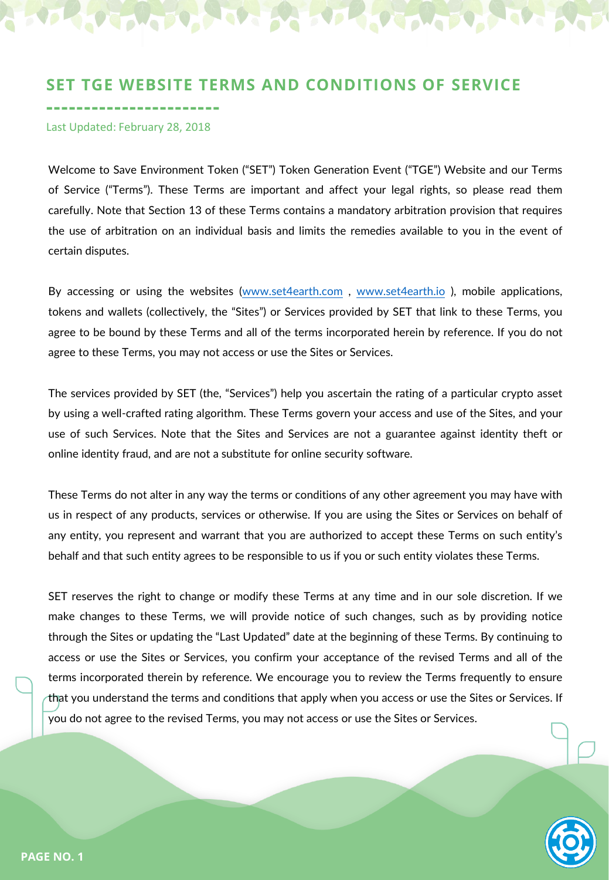# SET TGE WEBSITE TERMS AND CONDITIONS OF SERVICE

Last Updated: February 28, 2018

Welcome to Save Environment Token ("SET") Token Generation Event ("TGE") Website and our Terms of Service ("Terms"). These Terms are important and affect your legal rights, so please read them carefully. Note that Section 13 of these Terms contains a mandatory arbitration provision that requires the use of arbitration on an individual basis and limits the remedies available to you in the event of certain disputes.

By accessing or using the websites (www.set4earth.com , www.set4earth.io ), mobile applications, tokens and wallets (collectively, the "Sites") or Services provided by SET that link to these Terms, you agree to be bound by these Terms and all of the terms incorporated herein by reference. If you do not agree to these Terms, you may not access or use the Sites or Services.

The services provided by SET (the, "Services") help you ascertain the rating of a particular crypto asset by using a well-crafted rating algorithm. These Terms govern your access and use of the Sites, and your use of such Services. Note that the Sites and Services are not a guarantee against identity theft or online identity fraud, and are not a substitute for online security software.

These Terms do not alter in any way the terms or conditions of any other agreement you may have with us in respect of any products, services or otherwise. If you are using the Sites or Services on behalf of any entity, you represent and warrant that you are authorized to accept these Terms on such entity's behalf and that such entity agrees to be responsible to us if you or such entity violates these Terms.

SET reserves the right to change or modify these Terms at any time and in our sole discretion. If we make changes to these Terms, we will provide notice of such changes, such as by providing notice through the Sites or updating the "Last Updated" date at the beginning of these Terms. By continuing to access or use the Sites or Services, you confirm your acceptance of the revised Terms and all of the terms incorporated therein by reference. We encourage you to review the Terms frequently to ensure that you understand the terms and conditions that apply when you access or use the Sites or Services. If you do not agree to the revised Terms, you may not access or use the Sites or Services.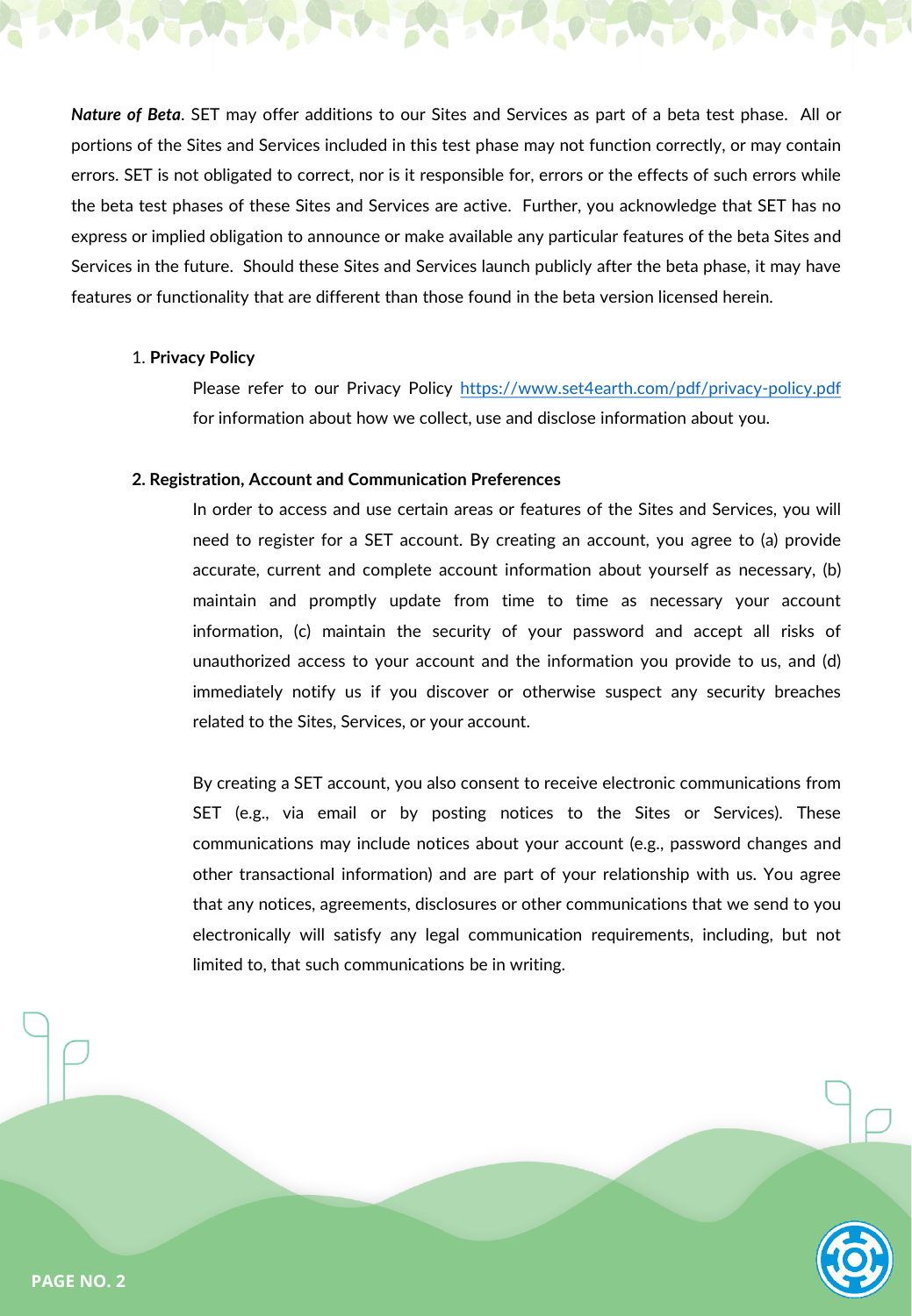***Nature of Beta***. SET may offer additions to our Sites and Services as part of a beta test phase. All or portions of the Sites and Services included in this test phase may not function correctly, or may contain errors. SET is not obligated to correct, nor is it responsible for, errors or the effects of such errors while the beta test phases of these Sites and Services are active. Further, you acknowledge that SET has no express or implied obligation to announce or make available any particular features of the beta Sites and Services in the future. Should these Sites and Services launch publicly after the beta phase, it may have features or functionality that are different than those found in the beta version licensed herein.

1. **Privacy Policy**

   Please refer to our Privacy Policy [https://www.set4earth.com/pdf/privacy-policy.pdf](https://www.set4earth.com/pdf/privacy-policy.pdf) for information about how we collect, use and disclose information about you.

**2. Registration, Account and Communication Preferences**

In order to access and use certain areas or features of the Sites and Services, you will need to register for a SET account. By creating an account, you agree to (a) provide accurate, current and complete account information about yourself as necessary, (b) maintain and promptly update from time to time as necessary your account information, (c) maintain the security of your password and accept all risks of unauthorized access to your account and the information you provide to us, and (d) immediately notify us if you discover or otherwise suspect any security breaches related to the Sites, Services, or your account.

By creating a SET account, you also consent to receive electronic communications from SET (e.g., via email or by posting notices to the Sites or Services). These communications may include notices about your account (e.g., password changes and other transactional information) and are part of your relationship with us. You agree that any notices, agreements, disclosures or other communications that we send to you electronically will satisfy any legal communication requirements, including, but not limited to, that such communications be in writing.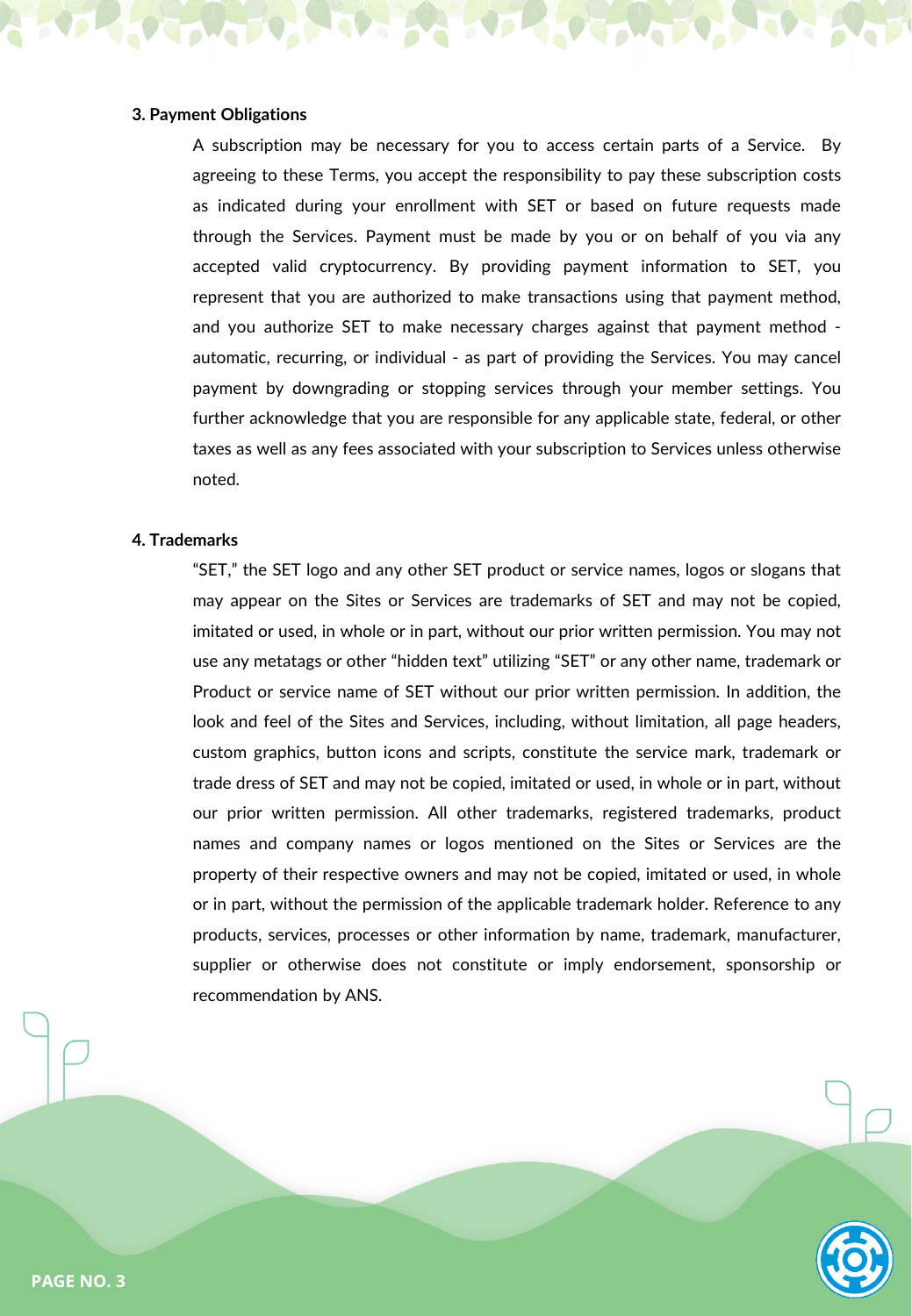**3. Payment Obligations**

A subscription may be necessary for you to access certain parts of a Service. By agreeing to these Terms, you accept the responsibility to pay these subscription costs as indicated during your enrollment with SET or based on future requests made through the Services. Payment must be made by you or on behalf of you via any accepted valid cryptocurrency. By providing payment information to SET, you represent that you are authorized to make transactions using that payment method, and you authorize SET to make necessary charges against that payment method - automatic, recurring, or individual - as part of providing the Services. You may cancel payment by downgrading or stopping services through your member settings. You further acknowledge that you are responsible for any applicable state, federal, or other taxes as well as any fees associated with your subscription to Services unless otherwise noted.

**4. Trademarks**

"SET," the SET logo and any other SET product or service names, logos or slogans that may appear on the Sites or Services are trademarks of SET and may not be copied, imitated or used, in whole or in part, without our prior written permission. You may not use any metatags or other "hidden text" utilizing "SET" or any other name, trademark or Product or service name of SET without our prior written permission. In addition, the look and feel of the Sites and Services, including, without limitation, all page headers, custom graphics, button icons and scripts, constitute the service mark, trademark or trade dress of SET and may not be copied, imitated or used, in whole or in part, without our prior written permission. All other trademarks, registered trademarks, product names and company names or logos mentioned on the Sites or Services are the property of their respective owners and may not be copied, imitated or used, in whole or in part, without the permission of the applicable trademark holder. Reference to any products, services, processes or other information by name, trademark, manufacturer, supplier or otherwise does not constitute or imply endorsement, sponsorship or recommendation by ANS.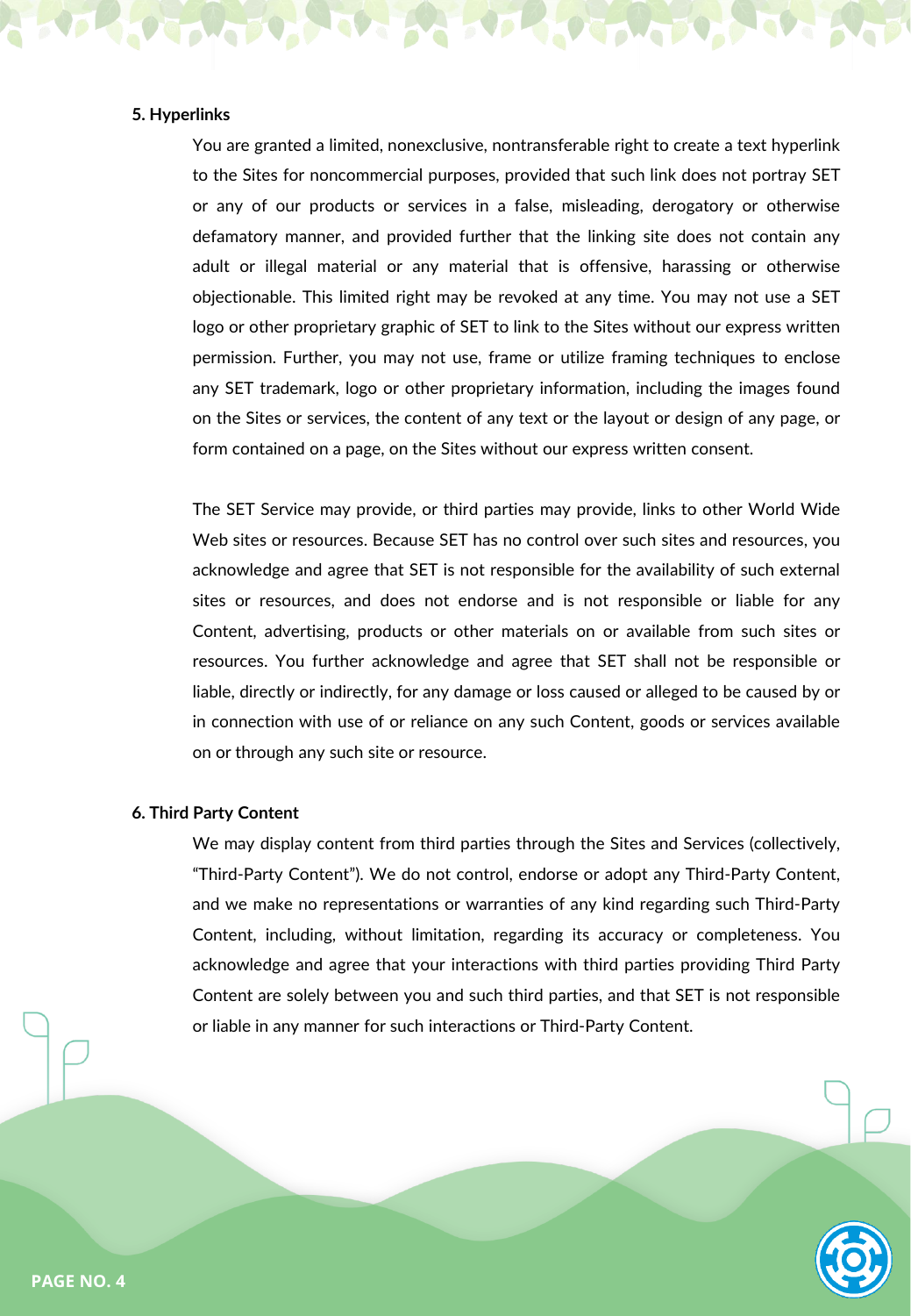**5. Hyperlinks**

You are granted a limited, nonexclusive, nontransferable right to create a text hyperlink to the Sites for noncommercial purposes, provided that such link does not portray SET or any of our products or services in a false, misleading, derogatory or otherwise defamatory manner, and provided further that the linking site does not contain any adult or illegal material or any material that is offensive, harassing or otherwise objectionable. This limited right may be revoked at any time. You may not use a SET logo or other proprietary graphic of SET to link to the Sites without our express written permission. Further, you may not use, frame or utilize framing techniques to enclose any SET trademark, logo or other proprietary information, including the images found on the Sites or services, the content of any text or the layout or design of any page, or form contained on a page, on the Sites without our express written consent.

The SET Service may provide, or third parties may provide, links to other World Wide Web sites or resources. Because SET has no control over such sites and resources, you acknowledge and agree that SET is not responsible for the availability of such external sites or resources, and does not endorse and is not responsible or liable for any Content, advertising, products or other materials on or available from such sites or resources. You further acknowledge and agree that SET shall not be responsible or liable, directly or indirectly, for any damage or loss caused or alleged to be caused by or in connection with use of or reliance on any such Content, goods or services available on or through any such site or resource.

**6. Third Party Content**

We may display content from third parties through the Sites and Services (collectively, “Third-Party Content”). We do not control, endorse or adopt any Third-Party Content, and we make no representations or warranties of any kind regarding such Third-Party Content, including, without limitation, regarding its accuracy or completeness. You acknowledge and agree that your interactions with third parties providing Third Party Content are solely between you and such third parties, and that SET is not responsible or liable in any manner for such interactions or Third-Party Content.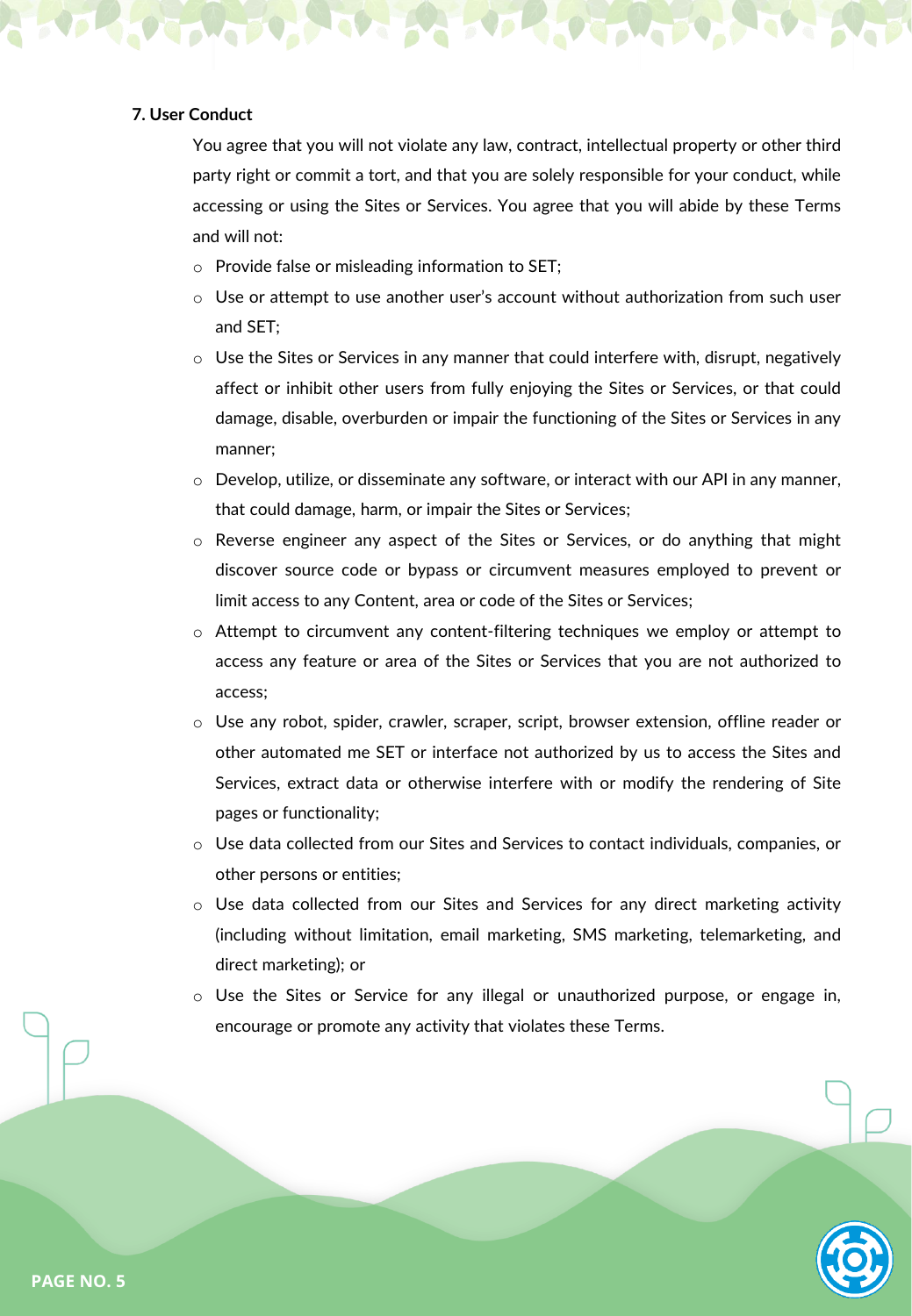### 7. User Conduct

You agree that you will not violate any law, contract, intellectual property or other third party right or commit a tort, and that you are solely responsible for your conduct, while accessing or using the Sites or Services. You agree that you will abide by these Terms and will not:

- Provide false or misleading information to SET;
- Use or attempt to use another user's account without authorization from such user and SET;
- Use the Sites or Services in any manner that could interfere with, disrupt, negatively affect or inhibit other users from fully enjoying the Sites or Services, or that could damage, disable, overburden or impair the functioning of the Sites or Services in any manner;
- Develop, utilize, or disseminate any software, or interact with our API in any manner, that could damage, harm, or impair the Sites or Services;
- Reverse engineer any aspect of the Sites or Services, or do anything that might discover source code or bypass or circumvent measures employed to prevent or limit access to any Content, area or code of the Sites or Services;
- Attempt to circumvent any content-filtering techniques we employ or attempt to access any feature or area of the Sites or Services that you are not authorized to access;
- Use any robot, spider, crawler, scraper, script, browser extension, offline reader or other automated me SET or interface not authorized by us to access the Sites and Services, extract data or otherwise interfere with or modify the rendering of Site pages or functionality;
- Use data collected from our Sites and Services to contact individuals, companies, or other persons or entities;
- Use data collected from our Sites and Services for any direct marketing activity (including without limitation, email marketing, SMS marketing, telemarketing, and direct marketing); or
- Use the Sites or Service for any illegal or unauthorized purpose, or engage in, encourage or promote any activity that violates these Terms.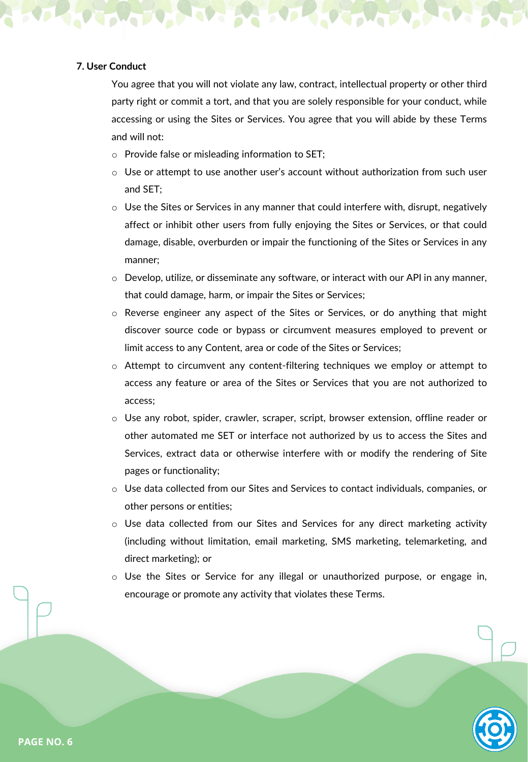### 7. User Conduct

You agree that you will not violate any law, contract, intellectual property or other third party right or commit a tort, and that you are solely responsible for your conduct, while accessing or using the Sites or Services. You agree that you will abide by these Terms and will not:

- Provide false or misleading information to SET;
- Use or attempt to use another user's account without authorization from such user and SET;
- Use the Sites or Services in any manner that could interfere with, disrupt, negatively affect or inhibit other users from fully enjoying the Sites or Services, or that could damage, disable, overburden or impair the functioning of the Sites or Services in any manner;
- Develop, utilize, or disseminate any software, or interact with our API in any manner, that could damage, harm, or impair the Sites or Services;
- Reverse engineer any aspect of the Sites or Services, or do anything that might discover source code or bypass or circumvent measures employed to prevent or limit access to any Content, area or code of the Sites or Services;
- Attempt to circumvent any content-filtering techniques we employ or attempt to access any feature or area of the Sites or Services that you are not authorized to access;
- Use any robot, spider, crawler, scraper, script, browser extension, offline reader or other automated me SET or interface not authorized by us to access the Sites and Services, extract data or otherwise interfere with or modify the rendering of Site pages or functionality;
- Use data collected from our Sites and Services to contact individuals, companies, or other persons or entities;
- Use data collected from our Sites and Services for any direct marketing activity (including without limitation, email marketing, SMS marketing, telemarketing, and direct marketing); or
- Use the Sites or Service for any illegal or unauthorized purpose, or engage in, encourage or promote any activity that violates these Terms.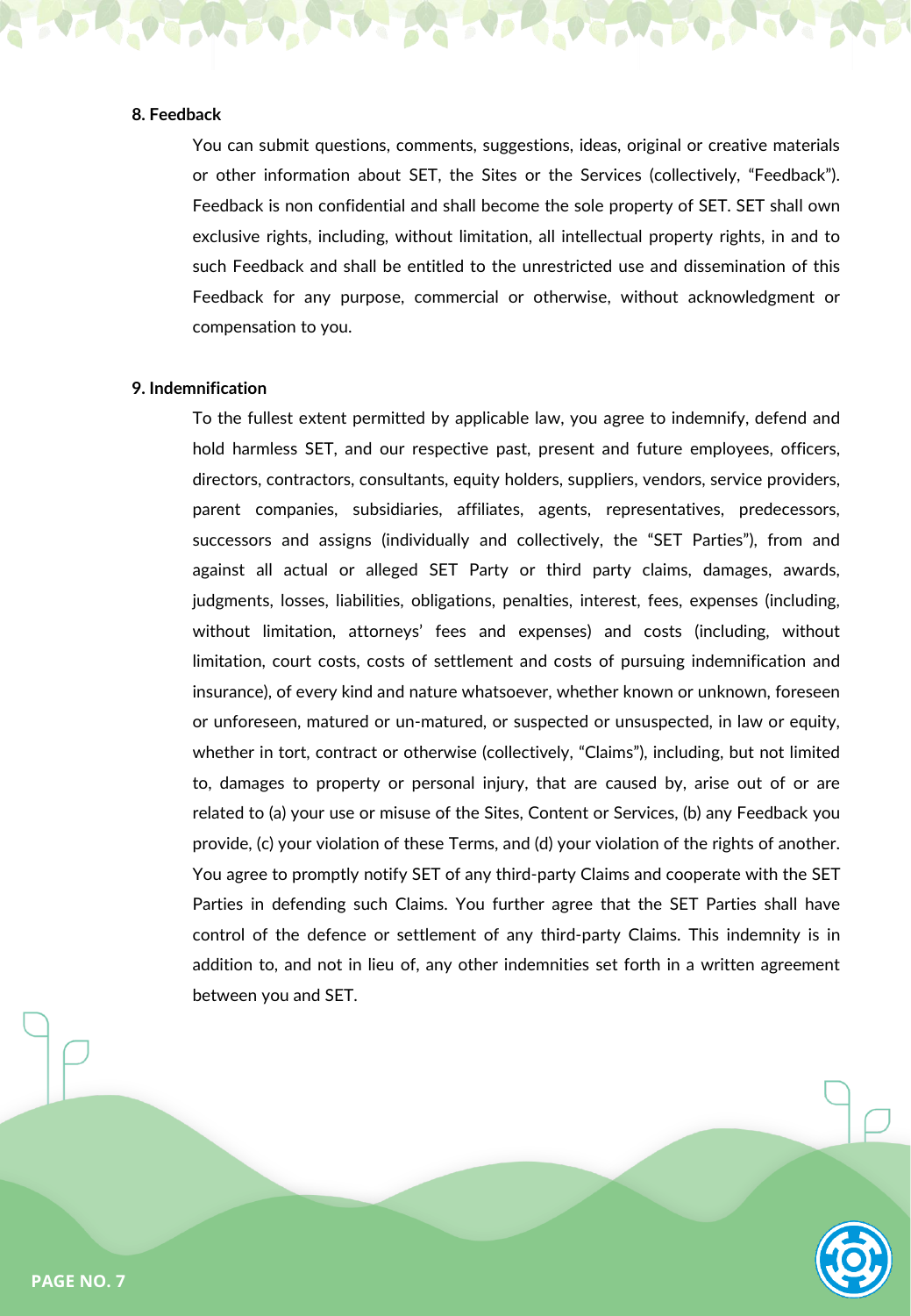**8. Feedback**

You can submit questions, comments, suggestions, ideas, original or creative materials or other information about SET, the Sites or the Services (collectively, "Feedback"). Feedback is non confidential and shall become the sole property of SET. SET shall own exclusive rights, including, without limitation, all intellectual property rights, in and to such Feedback and shall be entitled to the unrestricted use and dissemination of this Feedback for any purpose, commercial or otherwise, without acknowledgment or compensation to you.

**9. Indemnification**

To the fullest extent permitted by applicable law, you agree to indemnify, defend and hold harmless SET, and our respective past, present and future employees, officers, directors, contractors, consultants, equity holders, suppliers, vendors, service providers, parent companies, subsidiaries, affiliates, agents, representatives, predecessors, successors and assigns (individually and collectively, the "SET Parties"), from and against all actual or alleged SET Party or third party claims, damages, awards, judgments, losses, liabilities, obligations, penalties, interest, fees, expenses (including, without limitation, attorneys' fees and expenses) and costs (including, without limitation, court costs, costs of settlement and costs of pursuing indemnification and insurance), of every kind and nature whatsoever, whether known or unknown, foreseen or unforeseen, matured or un-matured, or suspected or unsuspected, in law or equity, whether in tort, contract or otherwise (collectively, "Claims"), including, but not limited to, damages to property or personal injury, that are caused by, arise out of or are related to (a) your use or misuse of the Sites, Content or Services, (b) any Feedback you provide, (c) your violation of these Terms, and (d) your violation of the rights of another. You agree to promptly notify SET of any third-party Claims and cooperate with the SET Parties in defending such Claims. You further agree that the SET Parties shall have control of the defence or settlement of any third-party Claims. This indemnity is in addition to, and not in lieu of, any other indemnities set forth in a written agreement between you and SET.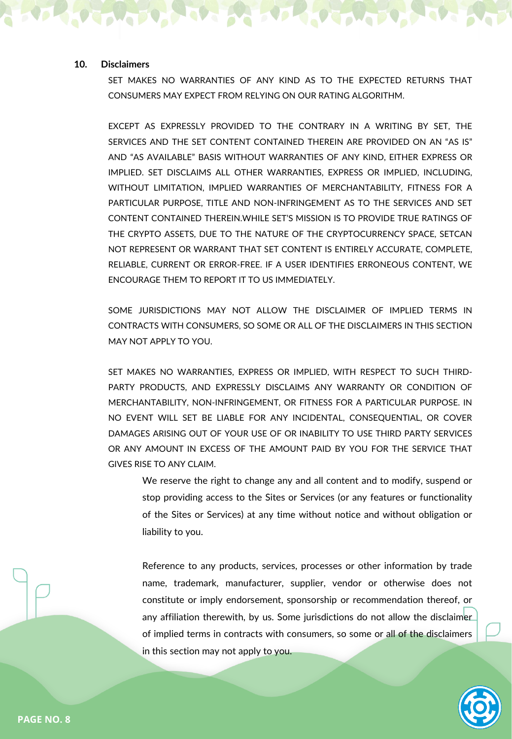## 10. Disclaimers

SET MAKES NO WARRANTIES OF ANY KIND AS TO THE EXPECTED RETURNS THAT CONSUMERS MAY EXPECT FROM RELYING ON OUR RATING ALGORITHM.

EXCEPT AS EXPRESSLY PROVIDED TO THE CONTRARY IN A WRITING BY SET, THE SERVICES AND THE SET CONTENT CONTAINED THEREIN ARE PROVIDED ON AN "AS IS" AND "AS AVAILABLE" BASIS WITHOUT WARRANTIES OF ANY KIND, EITHER EXPRESS OR IMPLIED. SET DISCLAIMS ALL OTHER WARRANTIES, EXPRESS OR IMPLIED, INCLUDING, WITHOUT LIMITATION, IMPLIED WARRANTIES OF MERCHANTABILITY, FITNESS FOR A PARTICULAR PURPOSE, TITLE AND NON-INFRINGEMENT AS TO THE SERVICES AND SET CONTENT CONTAINED THEREIN.WHILE SET'S MISSION IS TO PROVIDE TRUE RATINGS OF THE CRYPTO ASSETS, DUE TO THE NATURE OF THE CRYPTOCURRENCY SPACE, SETCAN NOT REPRESENT OR WARRANT THAT SET CONTENT IS ENTIRELY ACCURATE, COMPLETE, RELIABLE, CURRENT OR ERROR-FREE. IF A USER IDENTIFIES ERRONEOUS CONTENT, WE ENCOURAGE THEM TO REPORT IT TO US IMMEDIATELY.

SOME JURISDICTIONS MAY NOT ALLOW THE DISCLAIMER OF IMPLIED TERMS IN CONTRACTS WITH CONSUMERS, SO SOME OR ALL OF THE DISCLAIMERS IN THIS SECTION MAY NOT APPLY TO YOU.

SET MAKES NO WARRANTIES, EXPRESS OR IMPLIED, WITH RESPECT TO SUCH THIRD-PARTY PRODUCTS, AND EXPRESSLY DISCLAIMS ANY WARRANTY OR CONDITION OF MERCHANTABILITY, NON-INFRINGEMENT, OR FITNESS FOR A PARTICULAR PURPOSE. IN NO EVENT WILL SET BE LIABLE FOR ANY INCIDENTAL, CONSEQUENTIAL, OR COVER DAMAGES ARISING OUT OF YOUR USE OF OR INABILITY TO USE THIRD PARTY SERVICES OR ANY AMOUNT IN EXCESS OF THE AMOUNT PAID BY YOU FOR THE SERVICE THAT GIVES RISE TO ANY CLAIM.

We reserve the right to change any and all content and to modify, suspend or stop providing access to the Sites or Services (or any features or functionality of the Sites or Services) at any time without notice and without obligation or liability to you.

Reference to any products, services, processes or other information by trade name, trademark, manufacturer, supplier, vendor or otherwise does not constitute or imply endorsement, sponsorship or recommendation thereof, or any affiliation therewith, by us. Some jurisdictions do not allow the disclaimer of implied terms in contracts with consumers, so some or all of the disclaimers in this section may not apply to you.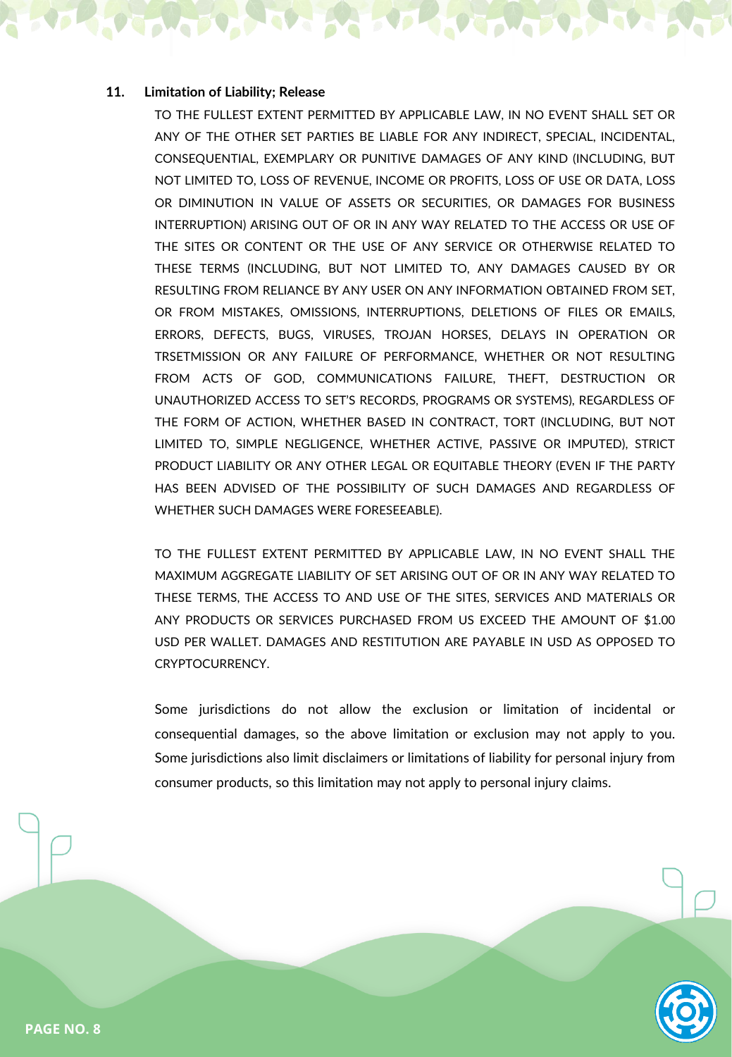**11. Limitation of Liability; Release**

TO THE FULLEST EXTENT PERMITTED BY APPLICABLE LAW, IN NO EVENT SHALL SET OR ANY OF THE OTHER SET PARTIES BE LIABLE FOR ANY INDIRECT, SPECIAL, INCIDENTAL, CONSEQUENTIAL, EXEMPLARY OR PUNITIVE DAMAGES OF ANY KIND (INCLUDING, BUT NOT LIMITED TO, LOSS OF REVENUE, INCOME OR PROFITS, LOSS OF USE OR DATA, LOSS OR DIMINUTION IN VALUE OF ASSETS OR SECURITIES, OR DAMAGES FOR BUSINESS INTERRUPTION) ARISING OUT OF OR IN ANY WAY RELATED TO THE ACCESS OR USE OF THE SITES OR CONTENT OR THE USE OF ANY SERVICE OR OTHERWISE RELATED TO THESE TERMS (INCLUDING, BUT NOT LIMITED TO, ANY DAMAGES CAUSED BY OR RESULTING FROM RELIANCE BY ANY USER ON ANY INFORMATION OBTAINED FROM SET, OR FROM MISTAKES, OMISSIONS, INTERRUPTIONS, DELETIONS OF FILES OR EMAILS, ERRORS, DEFECTS, BUGS, VIRUSES, TROJAN HORSES, DELAYS IN OPERATION OR TRSETMISSION OR ANY FAILURE OF PERFORMANCE, WHETHER OR NOT RESULTING FROM ACTS OF GOD, COMMUNICATIONS FAILURE, THEFT, DESTRUCTION OR UNAUTHORIZED ACCESS TO SET'S RECORDS, PROGRAMS OR SYSTEMS), REGARDLESS OF THE FORM OF ACTION, WHETHER BASED IN CONTRACT, TORT (INCLUDING, BUT NOT LIMITED TO, SIMPLE NEGLIGENCE, WHETHER ACTIVE, PASSIVE OR IMPUTED), STRICT PRODUCT LIABILITY OR ANY OTHER LEGAL OR EQUITABLE THEORY (EVEN IF THE PARTY HAS BEEN ADVISED OF THE POSSIBILITY OF SUCH DAMAGES AND REGARDLESS OF WHETHER SUCH DAMAGES WERE FORESEEABLE).

TO THE FULLEST EXTENT PERMITTED BY APPLICABLE LAW, IN NO EVENT SHALL THE MAXIMUM AGGREGATE LIABILITY OF SET ARISING OUT OF OR IN ANY WAY RELATED TO THESE TERMS, THE ACCESS TO AND USE OF THE SITES, SERVICES AND MATERIALS OR ANY PRODUCTS OR SERVICES PURCHASED FROM US EXCEED THE AMOUNT OF $1.00 USD PER WALLET. DAMAGES AND RESTITUTION ARE PAYABLE IN USD AS OPPOSED TO CRYPTOCURRENCY.

Some jurisdictions do not allow the exclusion or limitation of incidental or consequential damages, so the above limitation or exclusion may not apply to you. Some jurisdictions also limit disclaimers or limitations of liability for personal injury from consumer products, so this limitation may not apply to personal injury claims.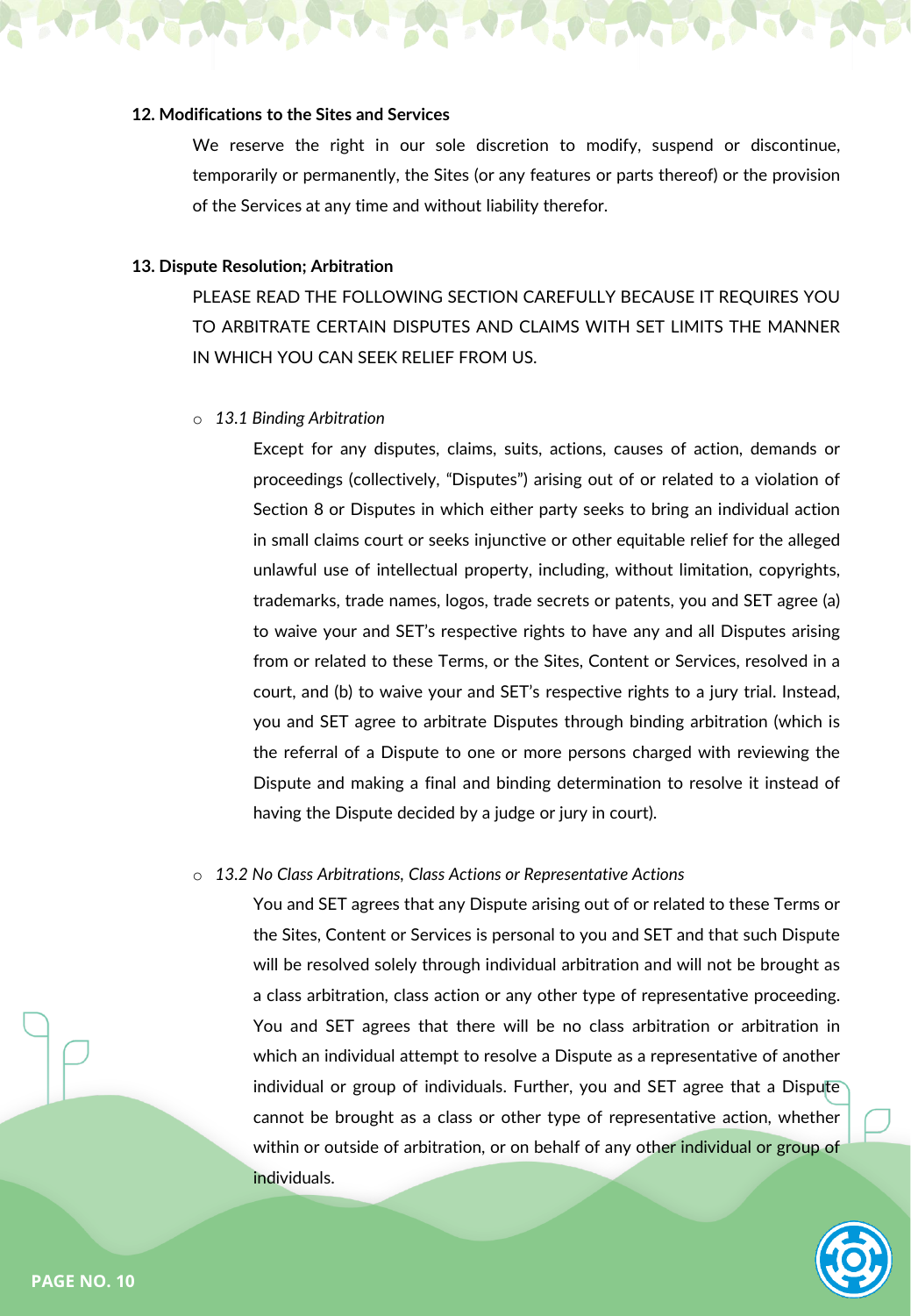**12. Modifications to the Sites and Services**

We reserve the right in our sole discretion to modify, suspend or discontinue, temporarily or permanently, the Sites (or any features or parts thereof) or the provision of the Services at any time and without liability therefor.

**13. Dispute Resolution; Arbitration**

PLEASE READ THE FOLLOWING SECTION CAREFULLY BECAUSE IT REQUIRES YOU TO ARBITRATE CERTAIN DISPUTES AND CLAIMS WITH SET LIMITS THE MANNER IN WHICH YOU CAN SEEK RELIEF FROM US.

- *13.1 Binding Arbitration*

  Except for any disputes, claims, suits, actions, causes of action, demands or proceedings (collectively, "Disputes") arising out of or related to a violation of Section 8 or Disputes in which either party seeks to bring an individual action in small claims court or seeks injunctive or other equitable relief for the alleged unlawful use of intellectual property, including, without limitation, copyrights, trademarks, trade names, logos, trade secrets or patents, you and SET agree (a) to waive your and SET's respective rights to have any and all Disputes arising from or related to these Terms, or the Sites, Content or Services, resolved in a court, and (b) to waive your and SET's respective rights to a jury trial. Instead, you and SET agree to arbitrate Disputes through binding arbitration (which is the referral of a Dispute to one or more persons charged with reviewing the Dispute and making a final and binding determination to resolve it instead of having the Dispute decided by a judge or jury in court).

- *13.2 No Class Arbitrations, Class Actions or Representative Actions*

  You and SET agrees that any Dispute arising out of or related to these Terms or the Sites, Content or Services is personal to you and SET and that such Dispute will be resolved solely through individual arbitration and will not be brought as a class arbitration, class action or any other type of representative proceeding. You and SET agrees that there will be no class arbitration or arbitration in which an individual attempt to resolve a Dispute as a representative of another individual or group of individuals. Further, you and SET agree that a Dispute cannot be brought as a class or other type of representative action, whether within or outside of arbitration, or on behalf of any other individual or group of individuals.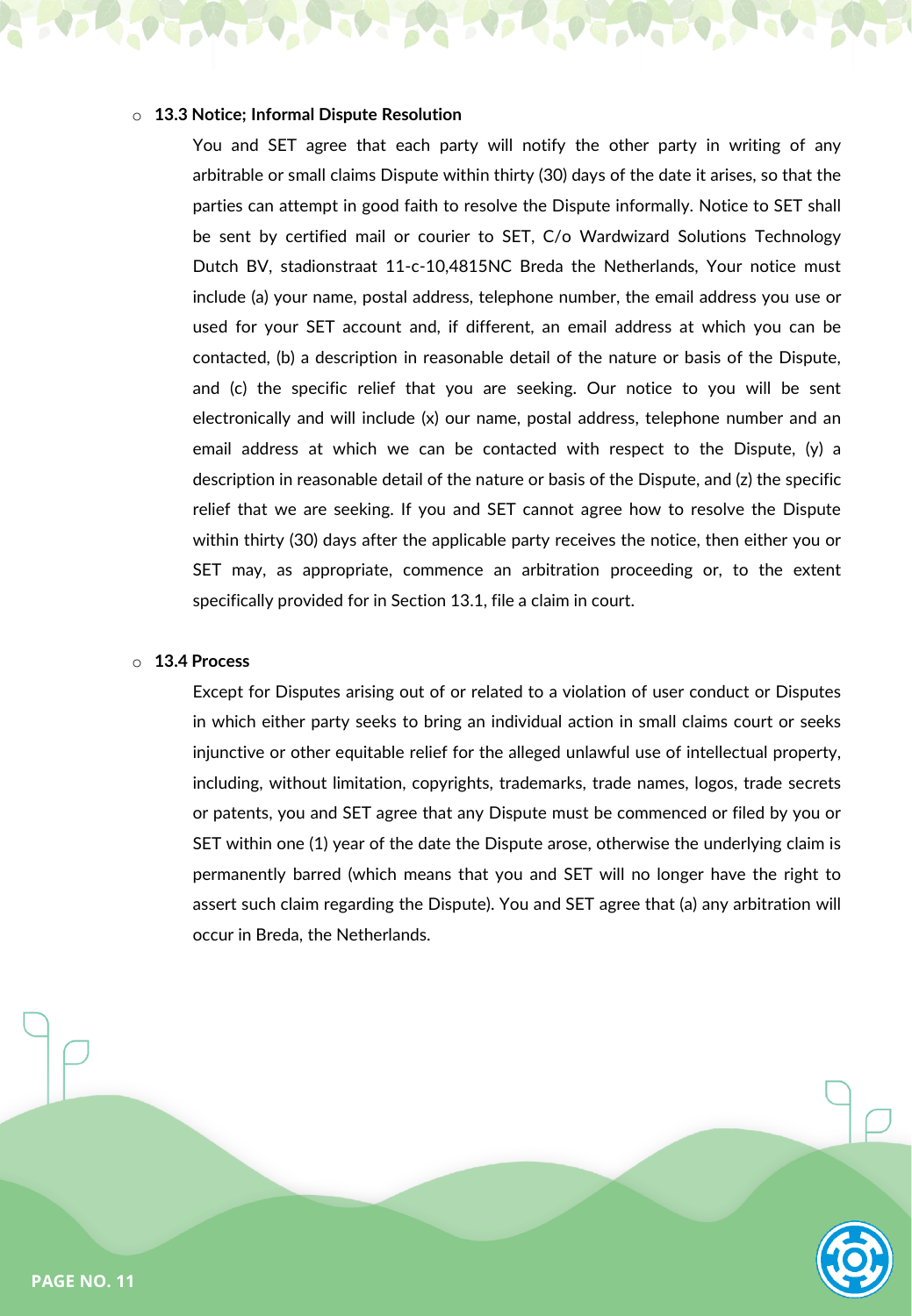- **13.3 Notice; Informal Dispute Resolution**

  You and SET agree that each party will notify the other party in writing of any arbitrable or small claims Dispute within thirty (30) days of the date it arises, so that the parties can attempt in good faith to resolve the Dispute informally. Notice to SET shall be sent by certified mail or courier to SET, C/o Wardwizard Solutions Technology Dutch BV, stadionstraat 11-c-10,4815NC Breda the Netherlands, Your notice must include (a) your name, postal address, telephone number, the email address you use or used for your SET account and, if different, an email address at which you can be contacted, (b) a description in reasonable detail of the nature or basis of the Dispute, and (c) the specific relief that you are seeking. Our notice to you will be sent electronically and will include (x) our name, postal address, telephone number and an email address at which we can be contacted with respect to the Dispute, (y) a description in reasonable detail of the nature or basis of the Dispute, and (z) the specific relief that we are seeking. If you and SET cannot agree how to resolve the Dispute within thirty (30) days after the applicable party receives the notice, then either you or SET may, as appropriate, commence an arbitration proceeding or, to the extent specifically provided for in Section 13.1, file a claim in court.

- **13.4 Process**

  Except for Disputes arising out of or related to a violation of user conduct or Disputes in which either party seeks to bring an individual action in small claims court or seeks injunctive or other equitable relief for the alleged unlawful use of intellectual property, including, without limitation, copyrights, trademarks, trade names, logos, trade secrets or patents, you and SET agree that any Dispute must be commenced or filed by you or SET within one (1) year of the date the Dispute arose, otherwise the underlying claim is permanently barred (which means that you and SET will no longer have the right to assert such claim regarding the Dispute). You and SET agree that (a) any arbitration will occur in Breda, the Netherlands.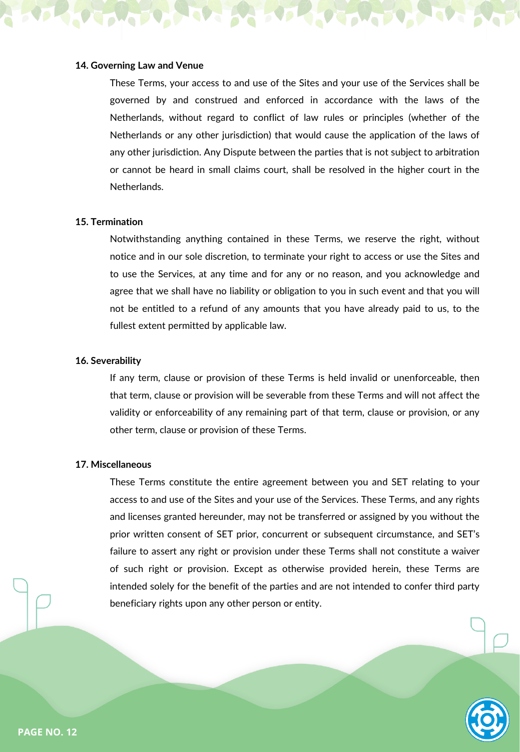### 14. Governing Law and Venue

These Terms, your access to and use of the Sites and your use of the Services shall be governed by and construed and enforced in accordance with the laws of the Netherlands, without regard to conflict of law rules or principles (whether of the Netherlands or any other jurisdiction) that would cause the application of the laws of any other jurisdiction. Any Dispute between the parties that is not subject to arbitration or cannot be heard in small claims court, shall be resolved in the higher court in the Netherlands.

### 15. Termination

Notwithstanding anything contained in these Terms, we reserve the right, without notice and in our sole discretion, to terminate your right to access or use the Sites and to use the Services, at any time and for any or no reason, and you acknowledge and agree that we shall have no liability or obligation to you in such event and that you will not be entitled to a refund of any amounts that you have already paid to us, to the fullest extent permitted by applicable law.

### 16. Severability

If any term, clause or provision of these Terms is held invalid or unenforceable, then that term, clause or provision will be severable from these Terms and will not affect the validity or enforceability of any remaining part of that term, clause or provision, or any other term, clause or provision of these Terms.

### 17. Miscellaneous

These Terms constitute the entire agreement between you and SET relating to your access to and use of the Sites and your use of the Services. These Terms, and any rights and licenses granted hereunder, may not be transferred or assigned by you without the prior written consent of SET prior, concurrent or subsequent circumstance, and SET's failure to assert any right or provision under these Terms shall not constitute a waiver of such right or provision. Except as otherwise provided herein, these Terms are intended solely for the benefit of the parties and are not intended to confer third party beneficiary rights upon any other person or entity.